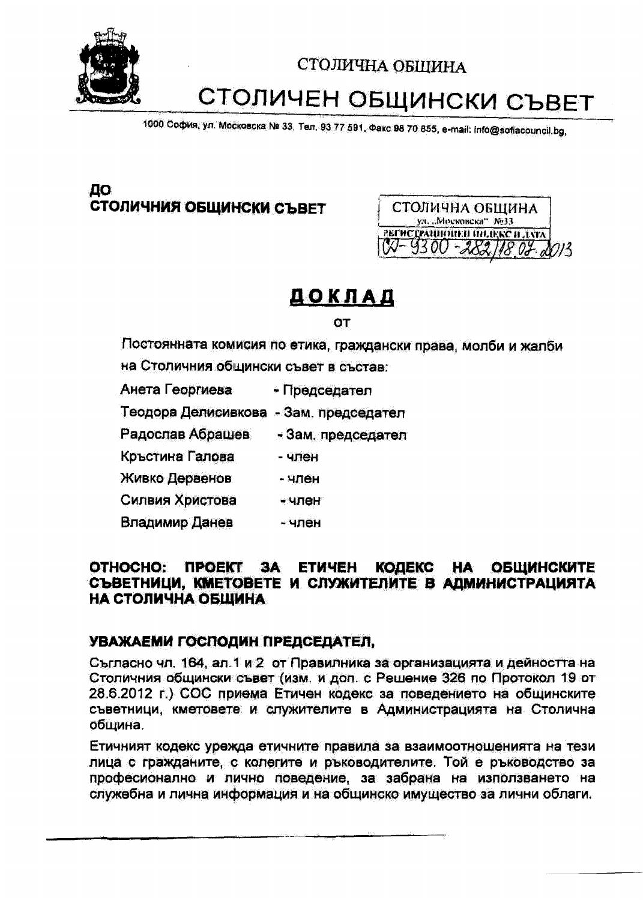СТОЛИЧНА ОБЩИНА

# СТОЛИЧЕН ОБЩИНСКИ СЪВЕТ

1000 София, ул. Московска № 33, Тел. 93 77 591, Факс 98 70 855, e-mail: info@sofiacouncil.bg,

**ДО**
**СТОЛИЧНИЯ ОБЩИНСКИ СЪВЕТ**

СТОЛИЧНА ОБЩИНА
ул. „Московска" №33
РЕГИСТРАЦИОНЕН ИНДЕКС И ДАТА
СО-9300-282/18.07.2013

# ДОКЛАД

от

Постоянната комисия по етика, граждански права, молби и жалби на Столичния общински съвет в състав:

| | |
|---|---|
| Анета Георгиева | - Председател |
| Теодора Делисивкова | - Зам. председател |
| Радослав Абрашев | - Зам. председател |
| Кръстина Галова | - член |
| Живко Дервенов | - член |
| Силвия Христова | - член |
| Владимир Данев | - член |

**ОТНОСНО: ПРОЕКТ ЗА ЕТИЧЕН КОДЕКС НА ОБЩИНСКИТЕ СЪВЕТНИЦИ, КМЕТОВЕТЕ И СЛУЖИТЕЛИТЕ В АДМИНИСТРАЦИЯТА НА СТОЛИЧНА ОБЩИНА**

**УВАЖАЕМИ ГОСПОДИН ПРЕДСЕДАТЕЛ,**

Съгласно чл. 164, ал.1 и 2 от Правилника за организацията и дейността на Столичния общински съвет (изм. и доп. с Решение 326 по Протокол 19 от 28.6.2012 г.) СОС приема Етичен кодекс за поведението на общинските съветници, кметовете и служителите в Администрацията на Столична община.

Етичният кодекс урежда етичните правила за взаимоотношенията на тези лица с гражданите, с колегите и ръководителите. Той е ръководство за професионално и лично поведение, за забрана на използването на служебна и лична информация и на общинско имущество за лични облаги.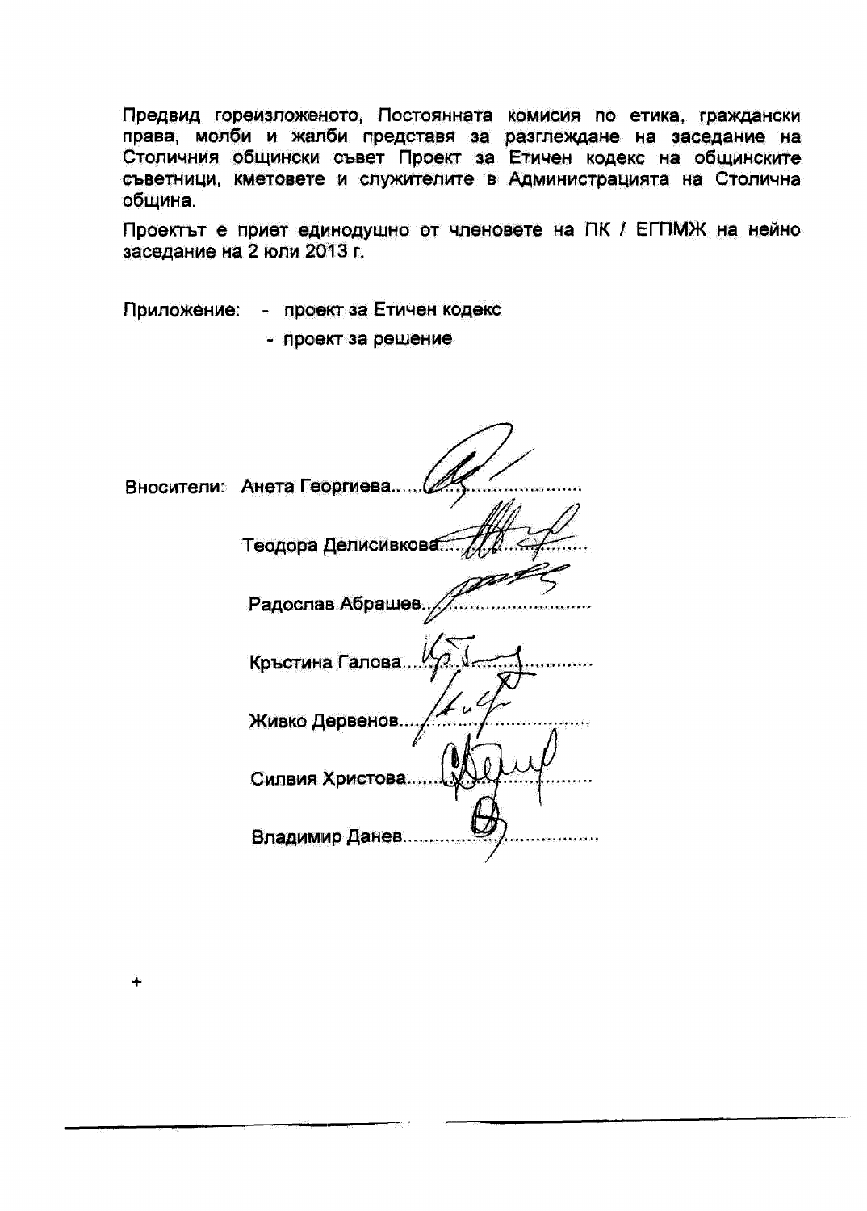Предвид гореизложеното, Постоянната комисия по етика, граждански права, молби и жалби представя за разглеждане на заседание на Столичния общински съвет Проект за Етичен кодекс на общинските съветници, кметовете и служителите в Администрацията на Столична община.

Проектът е приет единодушно от членовете на ПК / ЕГПМЖ на нейно заседание на 2 юли 2013 г.

Приложение: - проект за Етичен кодекс
- проект за решение

Вносители: Анета Георгиева.............................

Теодора Делисивкова.............................

Радослав Абрашев.............................

Кръстина Галова.............................

Живко Дервенов.............................

Силвия Христова.............................

Владимир Данев.............................

+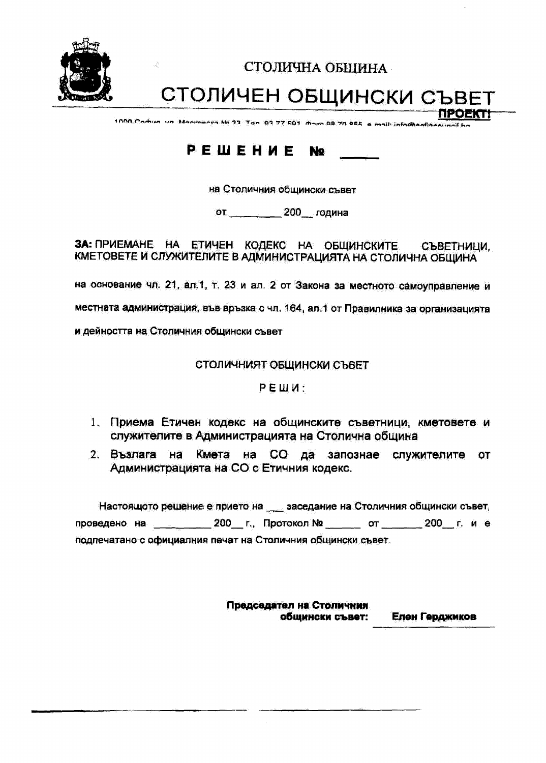СТОЛИЧНА ОБЩИНА

# СТОЛИЧЕН ОБЩИНСКИ СЪВЕТ

**ПРОЕКТ!**

1000 София, ул. Московска № 33, Тел. 93 77 591, Факс 98 70 855, e-mail: info@sofiacouncil.bg

## РЕШЕНИЕ № \_\_\_\_

на Столичния общински съвет

от \_\_\_\_\_\_\_\_\_ 200\_\_ година

**ЗА:** ПРИЕМАНЕ НА ЕТИЧЕН КОДЕКС НА ОБЩИНСКИТЕ СЪВЕТНИЦИ, КМЕТОВЕТЕ И СЛУЖИТЕЛИТЕ В АДМИНИСТРАЦИЯТА НА СТОЛИЧНА ОБЩИНА

на основание чл. 21, ал.1, т. 23 и ал. 2 от Закона за местното самоуправление и местната администрация, във връзка с чл. 164, ал.1 от Правилника за организацията и дейността на Столичния общински съвет

СТОЛИЧНИЯТ ОБЩИНСКИ СЪВЕТ

РЕШИ:

1. Приема Етичен кодекс на общинските съветници, кметовете и служителите в Администрацията на Столична община
2. Възлага на Кмета на СО да запознае служителите от Администрацията на СО с Етичния кодекс.

Настоящото решение е прието на \_\_\_ заседание на Столичния общински съвет, проведено на \_\_\_\_\_\_\_\_\_\_ 200\_\_ г., Протокол № \_\_\_\_\_\_ от \_\_\_\_\_\_\_ 200\_\_ г. и е подпечатано с официалния печат на Столичния общински съвет.

**Председател на Столичния общински съвет:** **Елен Герджиков**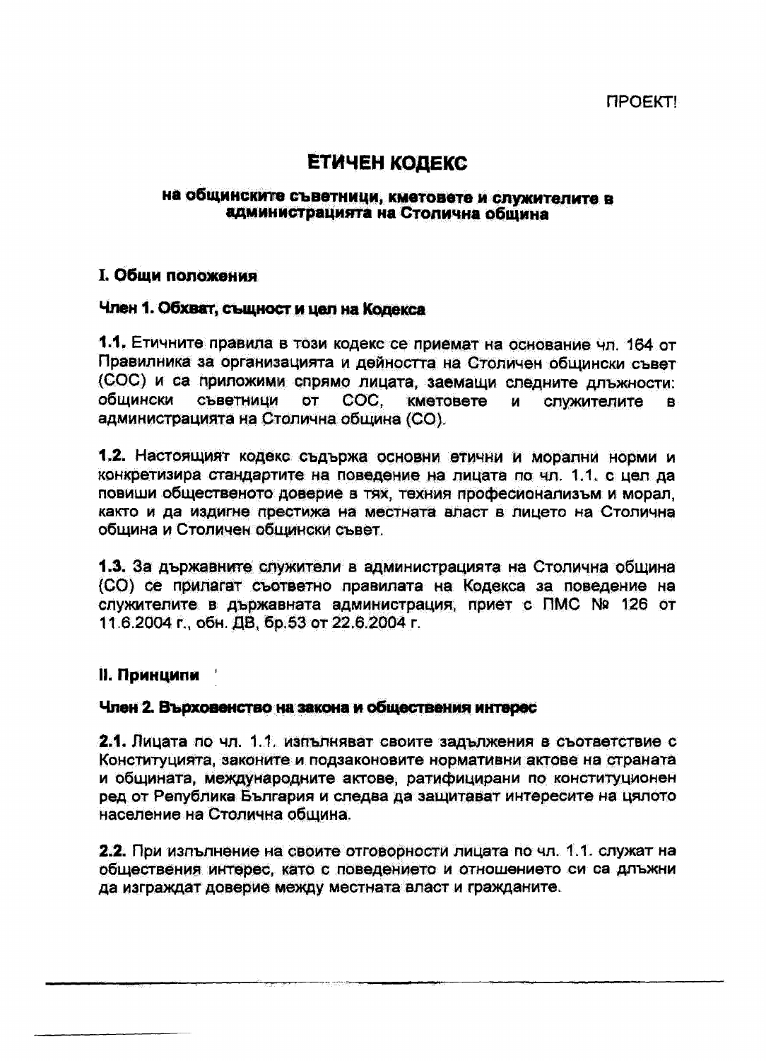ПРОЕКТ!

# ЕТИЧЕН КОДЕКС

## на общинските съветници, кметовете и служителите в администрацията на Столична община

### I. Общи положения

**Член 1. Обхват, същност и цел на Кодекса**

**1.1.** Етичните правила в този кодекс се приемат на основание чл. 164 от Правилника за организацията и дейността на Столичен общински съвет (СОС) и са приложими спрямо лицата, заемащи следните длъжности: общински съветници от СОС, кметовете и служителите в администрацията на Столична община (СО).

**1.2.** Настоящият кодекс съдържа основни етични и морални норми и конкретизира стандартите на поведение на лицата по чл. 1.1. с цел да повиши общественото доверие в тях, техния професионализъм и морал, както и да издигне престижа на местната власт в лицето на Столична община и Столичен общински съвет.

**1.3.** За държавните служители в администрацията на Столична община (СО) се прилагат съответно правилата на Кодекса за поведение на служителите в държавната администрация, приет с ПМС № 126 от 11.6.2004 г., обн. ДВ, бр.53 от 22.6.2004 г.

### II. Принципи

**Член 2. Върховенство на закона и обществения интерес**

**2.1.** Лицата по чл. 1.1. изпълняват своите задължения в съответствие с Конституцията, законите и подзаконовите нормативни актове на страната и общината, международните актове, ратифицирани по конституционен ред от Република България и следва да защитават интересите на цялото население на Столична община.

**2.2.** При изпълнение на своите отговорности лицата по чл. 1.1. служат на обществения интерес, като с поведението и отношението си са длъжни да изграждат доверие между местната власт и гражданите.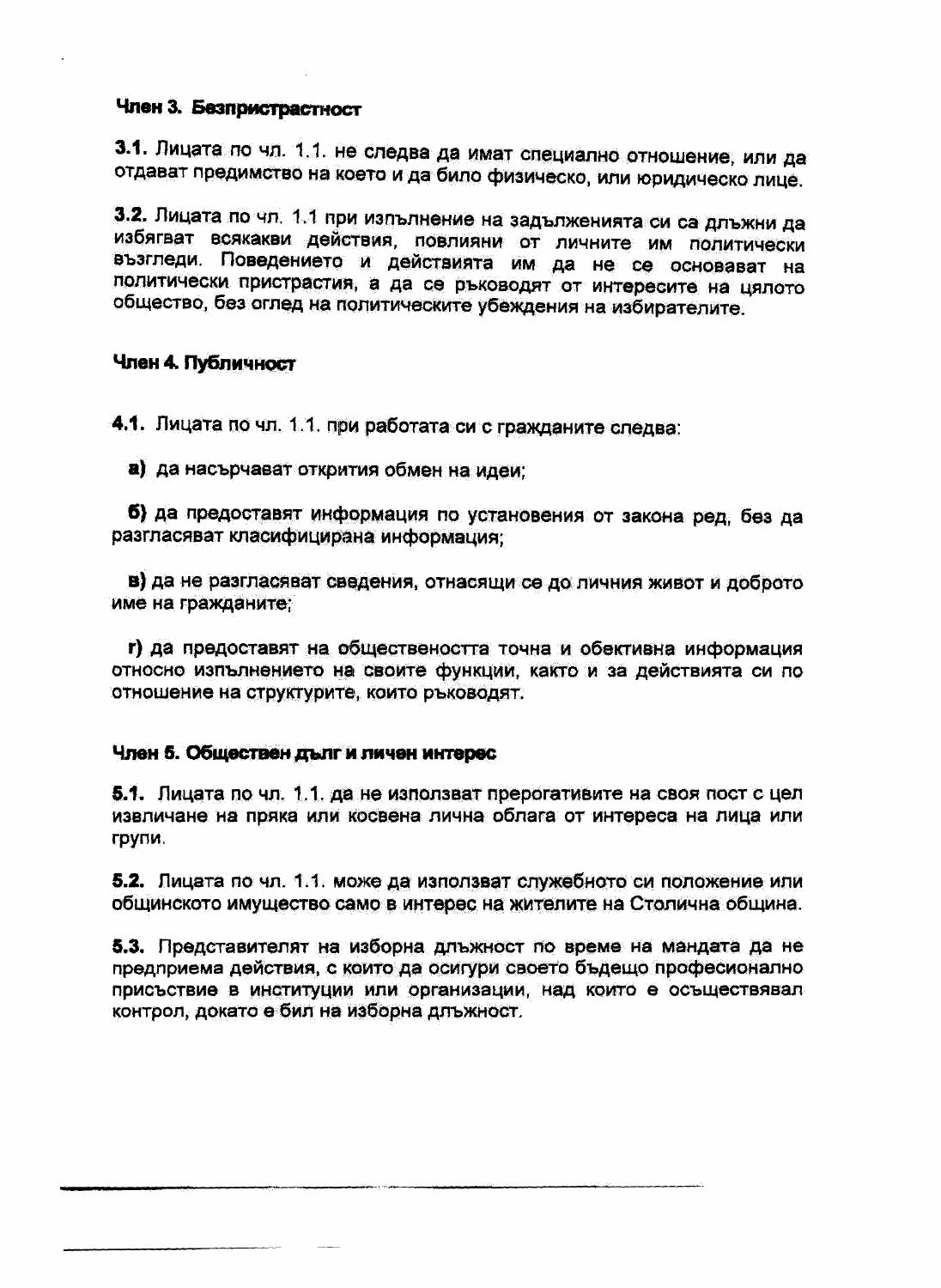**Член 3. Безпристрастност**

**3.1.** Лицата по чл. 1.1. не следва да имат специално отношение, или да отдават предимство на което и да било физическо, или юридическо лице.

**3.2.** Лицата по чл. 1.1 при изпълнение на задълженията си са длъжни да избягват всякакви действия, повлияни от личните им политически възгледи. Поведението и действията им да не се основават на политически пристрастия, а да се ръководят от интересите на цялото общество, без оглед на политическите убеждения на избирателите.

**Член 4. Публичност**

**4.1.** Лицата по чл. 1.1. при работата си с гражданите следва:

**а)** да насърчават открития обмен на идеи;

**б)** да предоставят информация по установения от закона ред, без да разгласяват класифицирана информация;

**в)** да не разгласяват сведения, отнасящи се до личния живот и доброто име на гражданите;

**г)** да предоставят на обществеността точна и обективна информация относно изпълнението на своите функции, както и за действията си по отношение на структурите, които ръководят.

**Член 5. Обществен дълг и личен интерес**

**5.1.** Лицата по чл. 1.1. да не използват прерогативите на своя пост с цел извличане на пряка или косвена лична облага от интереса на лица или групи.

**5.2.** Лицата по чл. 1.1. може да използват служебното си положение или общинското имущество само в интерес на жителите на Столична община.

**5.3.** Представителят на изборна длъжност по време на мандата да не предприема действия, с които да осигури своето бъдещо професионално присъствие в институции или организации, над които е осъществявал контрол, докато е бил на изборна длъжност.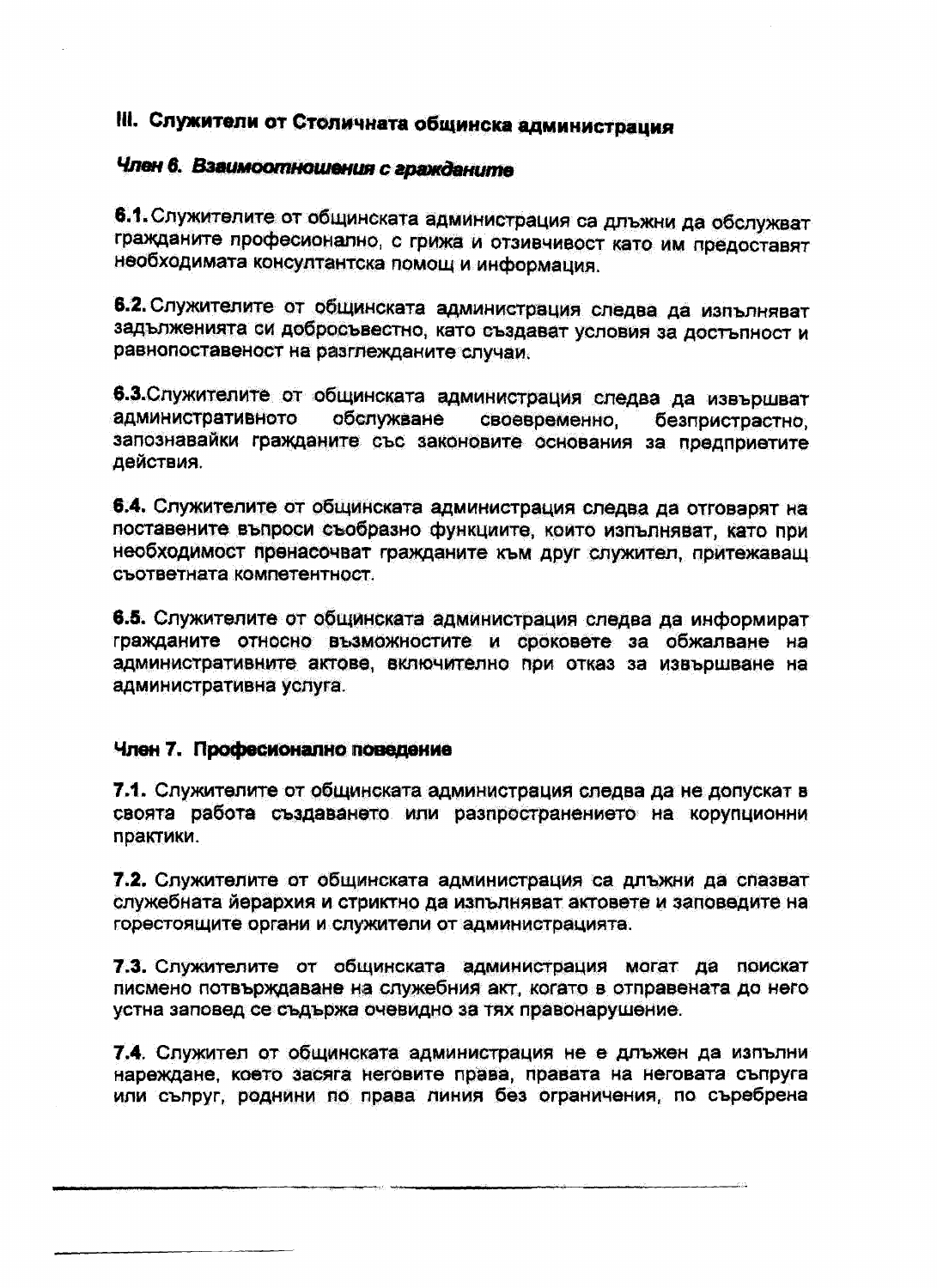## III. Служители от Столичната общинска администрация

### *Член 6. Взаимоотношения с гражданите*

**6.1.** Служителите от общинската администрация са длъжни да обслужват гражданите професионално, с грижа и отзивчивост като им предоставят необходимата консултантска помощ и информация.

**6.2.** Служителите от общинската администрация следва да изпълняват задълженията си добросъвестно, като създават условия за достъпност и равнопоставеност на разглежданите случаи.

**6.3.** Служителите от общинската администрация следва да извършват административното обслужване своевременно, безпристрастно, запознавайки гражданите със законовите основания за предприетите действия.

**6.4.** Служителите от общинската администрация следва да отговарят на поставените въпроси съобразно функциите, които изпълняват, като при необходимост пренасочват гражданите към друг служител, притежаващ съответната компетентност.

**6.5.** Служителите от общинската администрация следва да информират гражданите относно възможностите и сроковете за обжалване на административните актове, включително при отказ за извършване на административна услуга.

### Член 7. Професионално поведение

**7.1.** Служителите от общинската администрация следва да не допускат в своята работа създаването или разпространението на корупционни практики.

**7.2.** Служителите от общинската администрация са длъжни да спазват служебната йерархия и стриктно да изпълняват актовете и заповедите на горестоящите органи и служители от администрацията.

**7.3.** Служителите от общинската администрация могат да поискат писмено потвърждаване на служебния акт, когато в отправената до него устна заповед се съдържа очевидно за тях правонарушение.

**7.4.** Служител от общинската администрация не е длъжен да изпълни нареждане, което засяга неговите права, правата на неговата съпруга или съпруг, роднини по права линия без ограничения, по съребрена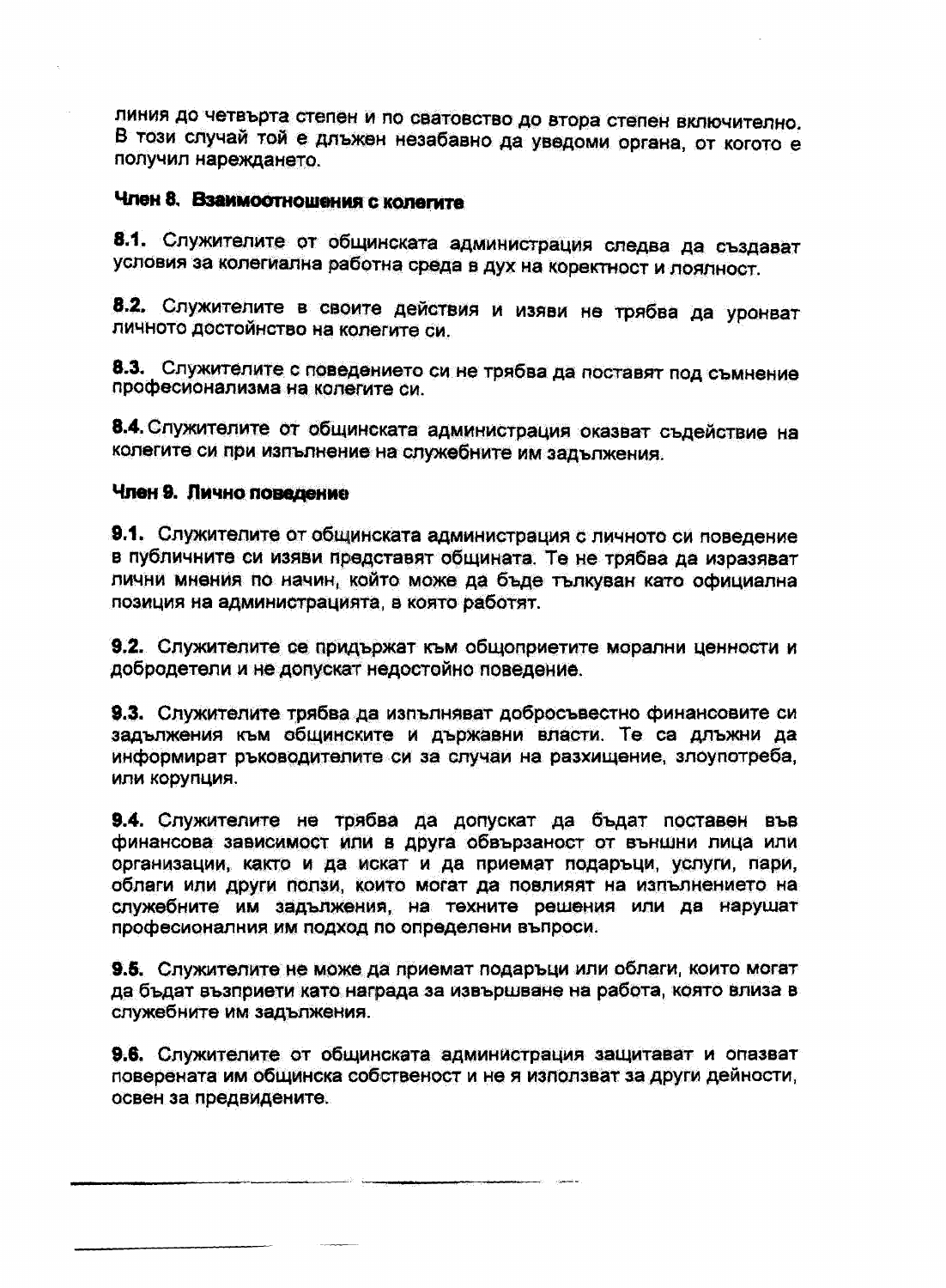линия до четвърта степен и по сватовство до втора степен включително. В този случай той е длъжен незабавно да уведоми органа, от когото е получил нареждането.

**Член 8. Взаимоотношения с колегите**

**8.1.** Служителите от общинската администрация следва да създават условия за колегиална работна среда в дух на коректност и лоялност.

**8.2.** Служителите в своите действия и изяви не трябва да уронват личното достойнство на колегите си.

**8.3.** Служителите с поведението си не трябва да поставят под съмнение професионализма на колегите си.

**8.4.** Служителите от общинската администрация оказват съдействие на колегите си при изпълнение на служебните им задължения.

**Член 9. Лично поведение**

**9.1.** Служителите от общинската администрация с личното си поведение в публичните си изяви представят общината. Те не трябва да изразяват лични мнения по начин, който може да бъде тълкуван като официална позиция на администрацията, в която работят.

**9.2.** Служителите се придържат към общоприетите морални ценности и добродетели и не допускат недостойно поведение.

**9.3.** Служителите трябва да изпълняват добросъвестно финансовите си задължения към общинските и държавни власти. Те са длъжни да информират ръководителите си за случаи на разхищение, злоупотреба, или корупция.

**9.4.** Служителите не трябва да допускат да бъдат поставен във финансова зависимост или в друга обвързаност от външни лица или организации, както и да искат и да приемат подаръци, услуги, пари, облаги или други ползи, които могат да повлияят на изпълнението на служебните им задължения, на техните решения или да нарушат професионалния им подход по определени въпроси.

**9.5.** Служителите не може да приемат подаръци или облаги, които могат да бъдат възприети като награда за извършване на работа, която влиза в служебните им задължения.

**9.6.** Служителите от общинската администрация защитават и опазват поверената им общинска собственост и не я използват за други дейности, освен за предвидените.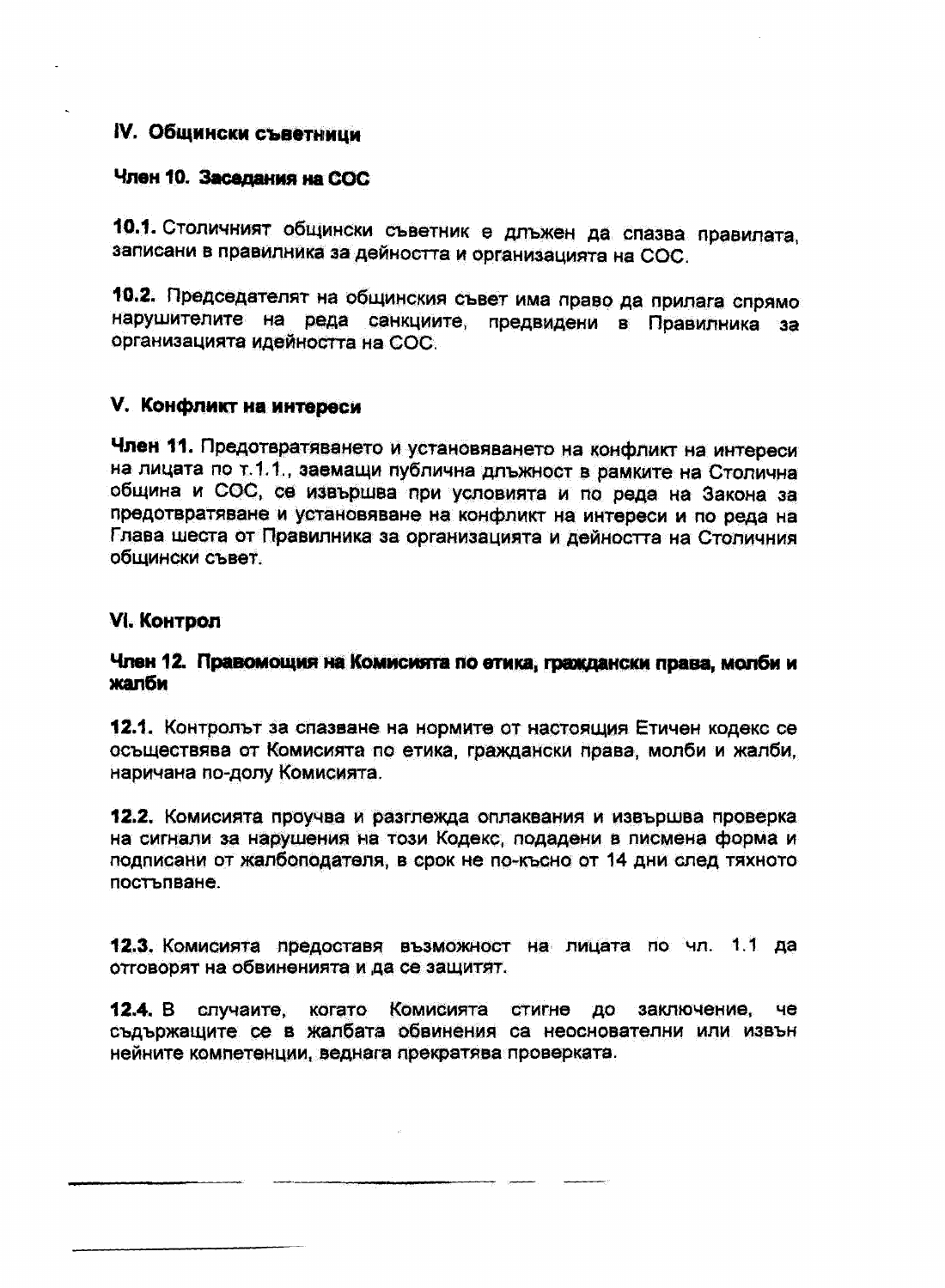## IV. Общински съветници

### Член 10. Заседания на СОС

**10.1.** Столичният общински съветник е длъжен да спазва правилата, записани в правилника за дейността и организацията на СОС.

**10.2.** Председателят на общинския съвет има право да прилага спрямо нарушителите на реда санкциите, предвидени в Правилника за организацията идейността на СОС.

## V. Конфликт на интереси

**Член 11.** Предотвратяването и установяването на конфликт на интереси на лицата по т.1.1., заемащи публична длъжност в рамките на Столична община и СОС, се извършва при условията и по реда на Закона за предотвратяване и установяване на конфликт на интереси и по реда на Глава шеста от Правилника за организацията и дейността на Столичния общински съвет.

## VI. Контрол

### Член 12. Правомощия на Комисията по етика, граждански права, молби и жалби

**12.1.** Контролът за спазване на нормите от настоящия Етичен кодекс се осъществява от Комисията по етика, граждански права, молби и жалби, наричана по-долу Комисията.

**12.2.** Комисията проучва и разглежда оплаквания и извършва проверка на сигнали за нарушения на този Кодекс, подадени в писмена форма и подписани от жалбоподателя, в срок не по-късно от 14 дни след тяхното постъпване.

**12.3.** Комисията предоставя възможност на лицата по чл. 1.1 да отговорят на обвиненията и да се защитят.

**12.4.** В случаите, когато Комисията стигне до заключение, че съдържащите се в жалбата обвинения са неоснователни или извън нейните компетенции, веднага прекратява проверката.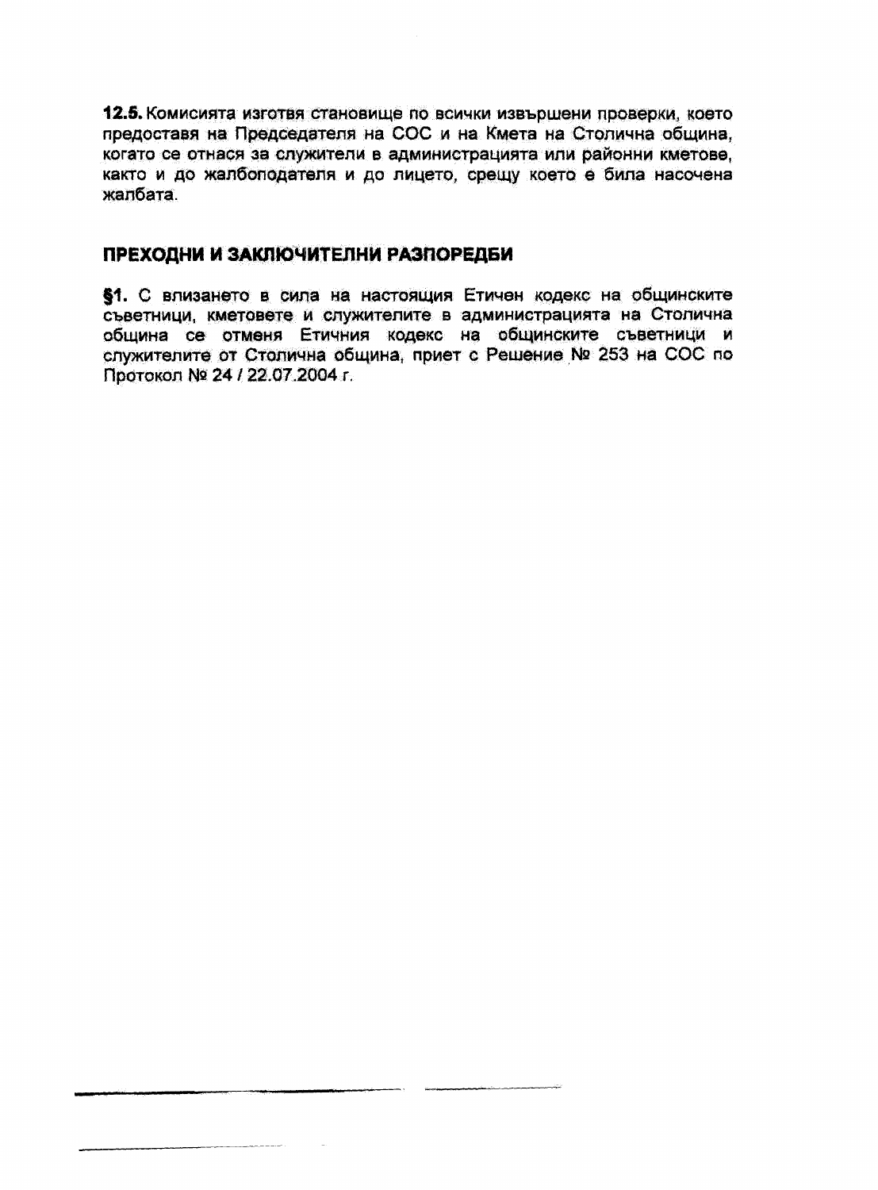**12.5.** Комисията изготвя становище по всички извършени проверки, което предоставя на Председателя на СОС и на Кмета на Столична община, когато се отнася за служители в администрацията или районни кметове, както и до жалбоподателя и до лицето, срещу което е била насочена жалбата.

## ПРЕХОДНИ И ЗАКЛЮЧИТЕЛНИ РАЗПОРЕДБИ

**§1.** С влизането в сила на настоящия Етичен кодекс на общинските съветници, кметовете и служителите в администрацията на Столична община се отменя Етичния кодекс на общинските съветници и служителите от Столична община, приет с Решение № 253 на СОС по Протокол № 24 / 22.07.2004 г.